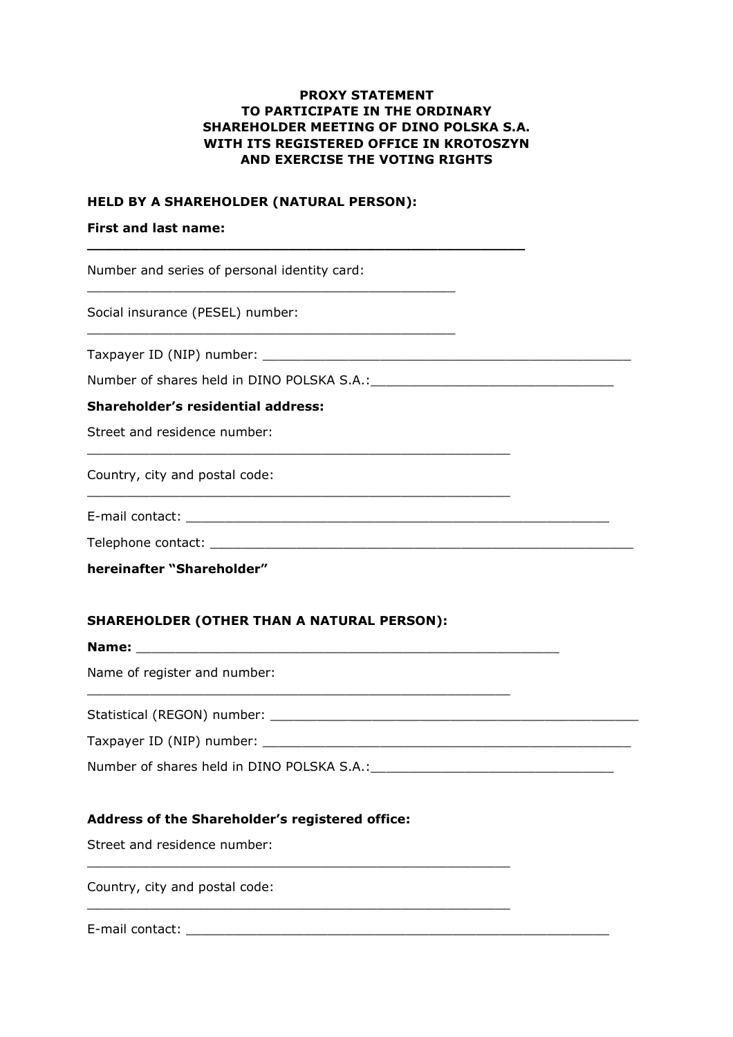**PROXY STATEMENT**
**TO PARTICIPATE IN THE ORDINARY**
**SHAREHOLDER MEETING OF DINO POLSKA S.A.**
**WITH ITS REGISTERED OFFICE IN KROTOSZYN**
**AND EXERCISE THE VOTING RIGHTS**

**HELD BY A SHAREHOLDER (NATURAL PERSON):**

**First and last name:**
**_____________________________________________________**

Number and series of personal identity card:
_____________________________________________

Social insurance (PESEL) number:
_____________________________________________

Taxpayer ID (NIP) number: _____________________________________________

Number of shares held in DINO POLSKA S.A.:______________________________

**Shareholder's residential address:**

Street and residence number:
____________________________________________________

Country, city and postal code:
____________________________________________________

E-mail contact: ___________________________________________________

Telephone contact: ____________________________________________________

**hereinafter "Shareholder"**

**SHAREHOLDER (OTHER THAN A NATURAL PERSON):**

**Name:** ____________________________________________________

Name of register and number:
____________________________________________________

Statistical (REGON) number: _____________________________________________

Taxpayer ID (NIP) number: _____________________________________________

Number of shares held in DINO POLSKA S.A.:______________________________

**Address of the Shareholder's registered office:**

Street and residence number:
____________________________________________________

Country, city and postal code:
____________________________________________________

E-mail contact: ___________________________________________________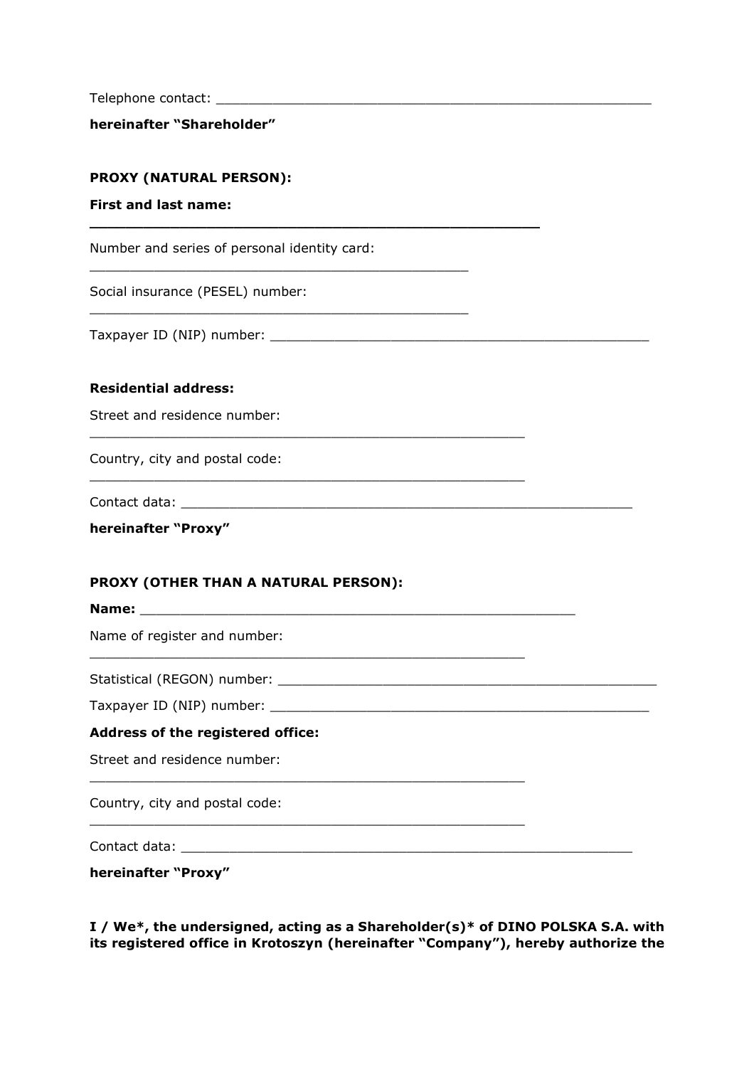Telephone contact: ________________________________________________________

**hereinafter "Shareholder"**

**PROXY (NATURAL PERSON):**

**First and last name:**

**______________________________________________________**

Number and series of personal identity card:

______________________________________________

Social insurance (PESEL) number:

______________________________________________

Taxpayer ID (NIP) number: ______________________________________________

**Residential address:**

Street and residence number:

_____________________________________________________

Country, city and postal code:

_____________________________________________________

Contact data: _______________________________________________________

**hereinafter "Proxy"**

**PROXY (OTHER THAN A NATURAL PERSON):**

**Name:** ____________________________________________________

Name of register and number:

_____________________________________________________

Statistical (REGON) number: ______________________________________________

Taxpayer ID (NIP) number: ______________________________________________

**Address of the registered office:**

Street and residence number:

_____________________________________________________

Country, city and postal code:

_____________________________________________________

Contact data: _______________________________________________________

**hereinafter "Proxy"**

**I / We*, the undersigned, acting as a Shareholder(s)* of DINO POLSKA S.A. with its registered office in Krotoszyn (hereinafter "Company"), hereby authorize the**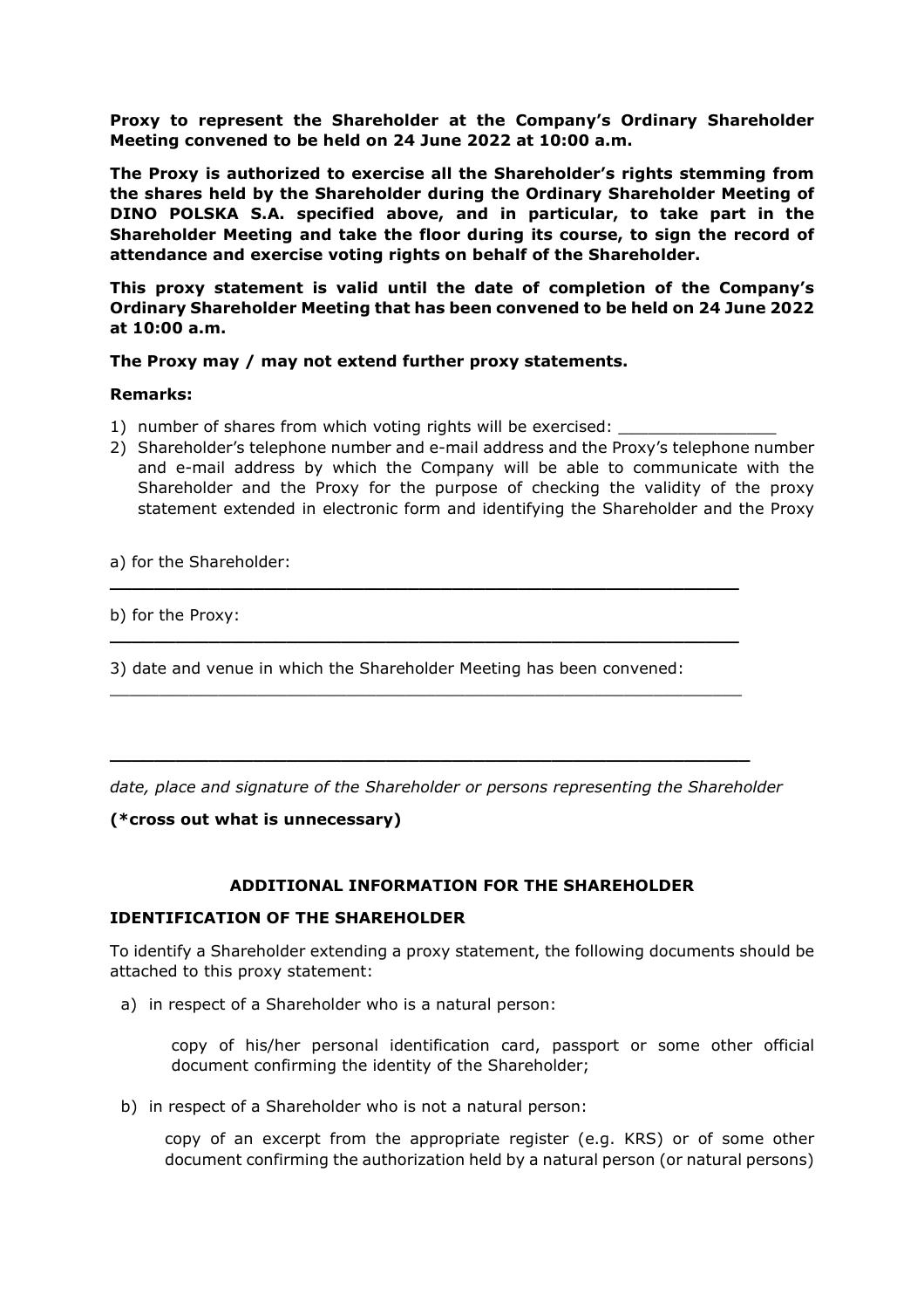**Proxy to represent the Shareholder at the Company's Ordinary Shareholder Meeting convened to be held on 24 June 2022 at 10:00 a.m.**

**The Proxy is authorized to exercise all the Shareholder's rights stemming from the shares held by the Shareholder during the Ordinary Shareholder Meeting of DINO POLSKA S.A. specified above, and in particular, to take part in the Shareholder Meeting and take the floor during its course, to sign the record of attendance and exercise voting rights on behalf of the Shareholder.**

**This proxy statement is valid until the date of completion of the Company's Ordinary Shareholder Meeting that has been convened to be held on 24 June 2022 at 10:00 a.m.**

**The Proxy may / may not extend further proxy statements.**

**Remarks:**

1) number of shares from which voting rights will be exercised: ________________
2) Shareholder's telephone number and e-mail address and the Proxy's telephone number and e-mail address by which the Company will be able to communicate with the Shareholder and the Proxy for the purpose of checking the validity of the proxy statement extended in electronic form and identifying the Shareholder and the Proxy

a) for the Shareholder:

______________________________________________________________

b) for the Proxy:

______________________________________________________________

3) date and venue in which the Shareholder Meeting has been convened:

______________________________________________________________

______________________________________________________________

*date, place and signature of the Shareholder or persons representing the Shareholder*

**(*cross out what is unnecessary)**

## ADDITIONAL INFORMATION FOR THE SHAREHOLDER

### IDENTIFICATION OF THE SHAREHOLDER

To identify a Shareholder extending a proxy statement, the following documents should be attached to this proxy statement:

a) in respect of a Shareholder who is a natural person:

   copy of his/her personal identification card, passport or some other official document confirming the identity of the Shareholder;

b) in respect of a Shareholder who is not a natural person:

   copy of an excerpt from the appropriate register (e.g. KRS) or of some other document confirming the authorization held by a natural person (or natural persons)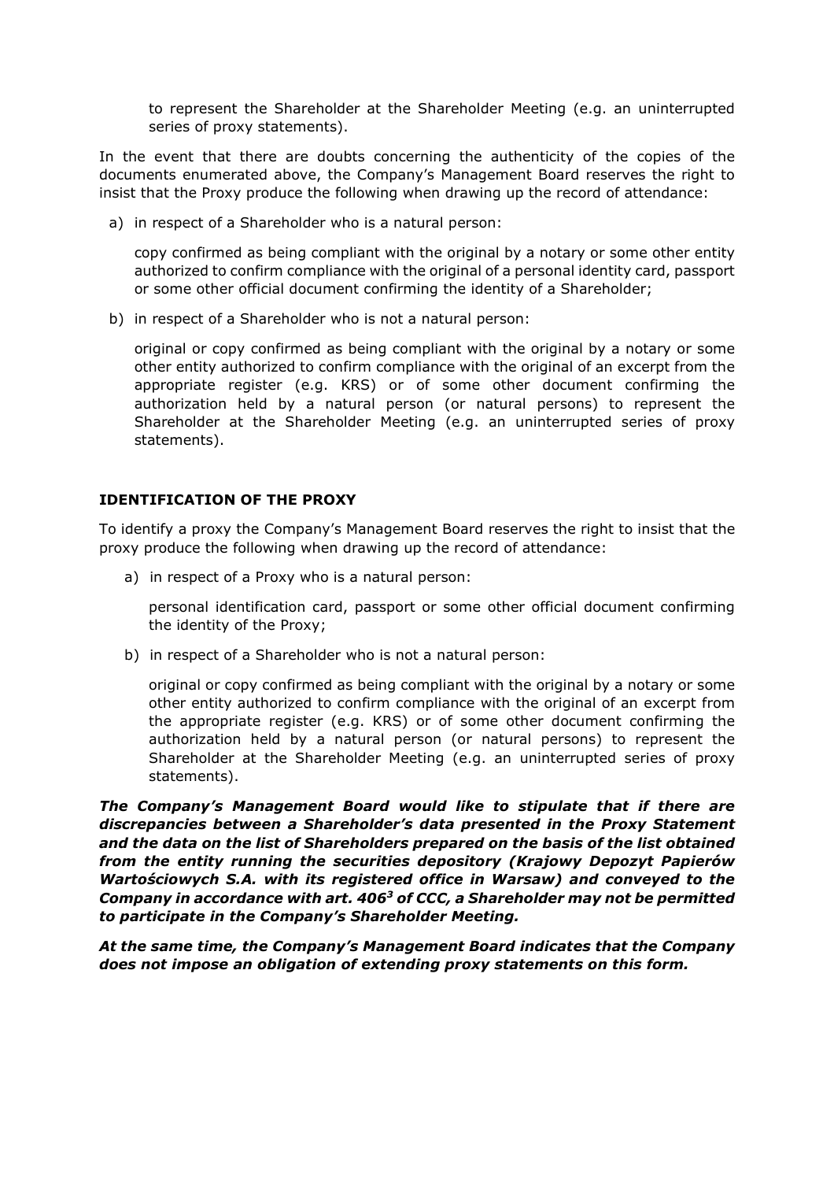to represent the Shareholder at the Shareholder Meeting (e.g. an uninterrupted series of proxy statements).

In the event that there are doubts concerning the authenticity of the copies of the documents enumerated above, the Company's Management Board reserves the right to insist that the Proxy produce the following when drawing up the record of attendance:

a) in respect of a Shareholder who is a natural person:

   copy confirmed as being compliant with the original by a notary or some other entity authorized to confirm compliance with the original of a personal identity card, passport or some other official document confirming the identity of a Shareholder;

b) in respect of a Shareholder who is not a natural person:

   original or copy confirmed as being compliant with the original by a notary or some other entity authorized to confirm compliance with the original of an excerpt from the appropriate register (e.g. KRS) or of some other document confirming the authorization held by a natural person (or natural persons) to represent the Shareholder at the Shareholder Meeting (e.g. an uninterrupted series of proxy statements).

**IDENTIFICATION OF THE PROXY**

To identify a proxy the Company's Management Board reserves the right to insist that the proxy produce the following when drawing up the record of attendance:

a) in respect of a Proxy who is a natural person:

   personal identification card, passport or some other official document confirming the identity of the Proxy;

b) in respect of a Shareholder who is not a natural person:

   original or copy confirmed as being compliant with the original by a notary or some other entity authorized to confirm compliance with the original of an excerpt from the appropriate register (e.g. KRS) or of some other document confirming the authorization held by a natural person (or natural persons) to represent the Shareholder at the Shareholder Meeting (e.g. an uninterrupted series of proxy statements).

***The Company's Management Board would like to stipulate that if there are discrepancies between a Shareholder's data presented in the Proxy Statement and the data on the list of Shareholders prepared on the basis of the list obtained from the entity running the securities depository (Krajowy Depozyt Papierów Wartościowych S.A. with its registered office in Warsaw) and conveyed to the Company in accordance with art. $406^3$ of CCC, a Shareholder may not be permitted to participate in the Company's Shareholder Meeting.***

***At the same time, the Company's Management Board indicates that the Company does not impose an obligation of extending proxy statements on this form.***